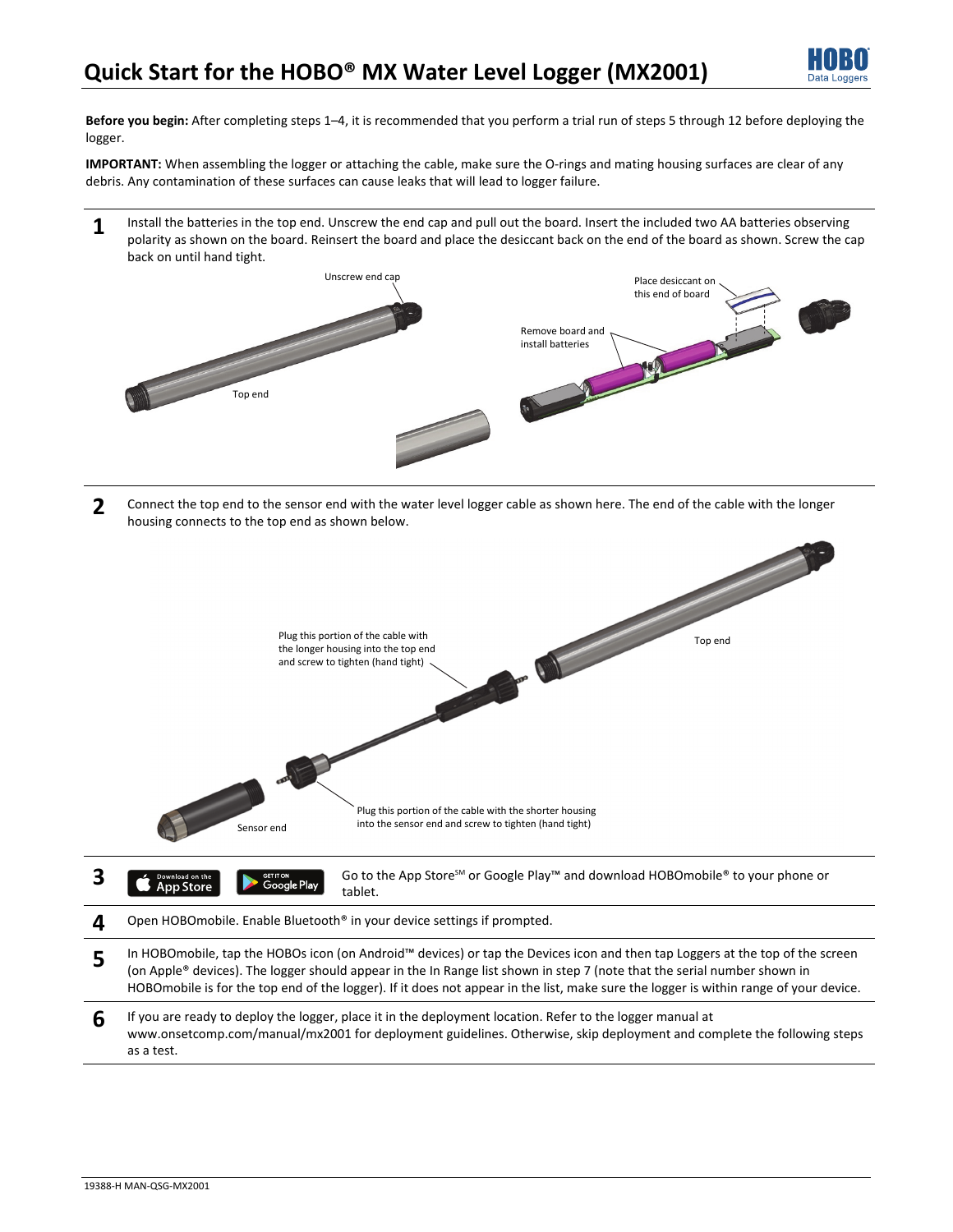# Quick Start for the HOBO® MX Water Level Logger (MX2001)

**Before you begin:** After completing steps 1–4, it is recommended that you perform a trial run of steps 5 through 12 before deploying the logger.

**IMPORTANT:** When assembling the logger or attaching the cable, make sure the O-rings and mating housing surfaces are clear of any debris. Any contamination of these surfaces can cause leaks that will lead to logger failure.

**1** Install the batteries in the top end. Unscrew the end cap and pull out the board. Insert the included two AA batteries observing polarity as shown on the board. Reinsert the board and place the desiccant back on the end of the board as shown. Screw the cap back on until hand tight.

Unscrew end cap

Top end

Place desiccant on this end of board

Remove board and install batteries

**2** Connect the top end to the sensor end with the water level logger cable as shown here. The end of the cable with the longer housing connects to the top end as shown below.

Plug this portion of the cable with the longer housing into the top end and screw to tighten (hand tight)

Top end

Plug this portion of the cable with the shorter housing into the sensor end and screw to tighten (hand tight)

Sensor end

**3** Go to the App Store℠ or Google Play™ and download HOBOmobile® to your phone or tablet.

**4** Open HOBOmobile. Enable Bluetooth® in your device settings if prompted.

**5** In HOBOmobile, tap the HOBOs icon (on Android™ devices) or tap the Devices icon and then tap Loggers at the top of the screen (on Apple® devices). The logger should appear in the In Range list shown in step 7 (note that the serial number shown in HOBOmobile is for the top end of the logger). If it does not appear in the list, make sure the logger is within range of your device.

**6** If you are ready to deploy the logger, place it in the deployment location. Refer to the logger manual at www.onsetcomp.com/manual/mx2001 for deployment guidelines. Otherwise, skip deployment and complete the following steps as a test.

19388-H MAN-QSG-MX2001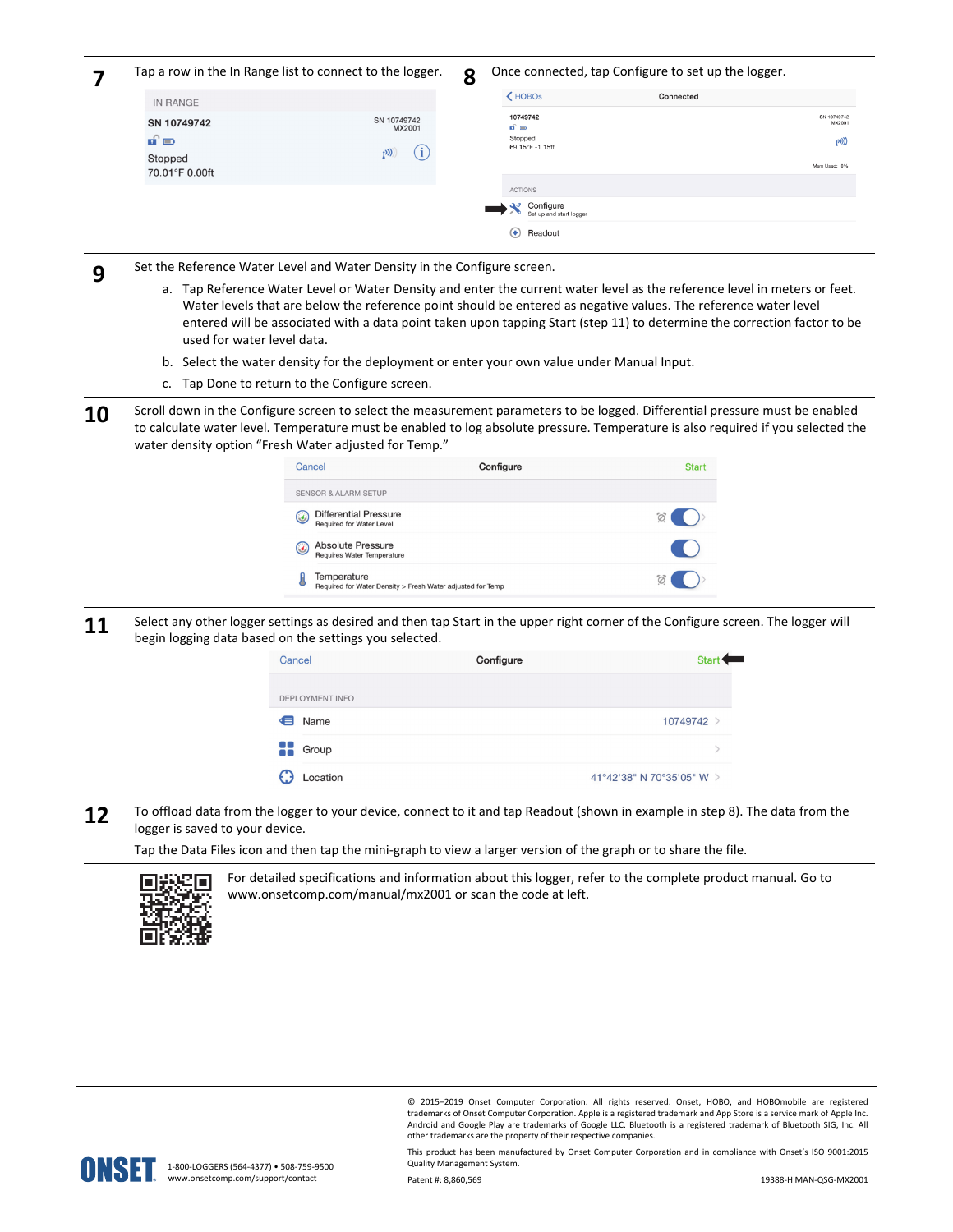**7** Tap a row in the In Range list to connect to the logger.

IN RANGE
SN 10749742
SN 10749742
MX2001
Stopped
70.01°F 0.00ft

**8** Once connected, tap Configure to set up the logger.

HOBOs
Connected
10749742
SN 10749742
MX2001
Stopped
69.15°F -1.15ft
Mem Used: 0%
ACTIONS
Configure
Set up and start logger
Readout

**9** Set the Reference Water Level and Water Density in the Configure screen.

a. Tap Reference Water Level or Water Density and enter the current water level as the reference level in meters or feet. Water levels that are below the reference point should be entered as negative values. The reference water level entered will be associated with a data point taken upon tapping Start (step 11) to determine the correction factor to be used for water level data.

b. Select the water density for the deployment or enter your own value under Manual Input.

c. Tap Done to return to the Configure screen.

**10** Scroll down in the Configure screen to select the measurement parameters to be logged. Differential pressure must be enabled to calculate water level. Temperature must be enabled to log absolute pressure. Temperature is also required if you selected the water density option "Fresh Water adjusted for Temp."

Cancel
Configure
Start
SENSOR & ALARM SETUP
Differential Pressure
Required for Water Level
Absolute Pressure
Requires Water Temperature
Temperature
Required for Water Density > Fresh Water adjusted for Temp

**11** Select any other logger settings as desired and then tap Start in the upper right corner of the Configure screen. The logger will begin logging data based on the settings you selected.

Cancel
Configure
Start
DEPLOYMENT INFO
Name
10749742
Group
Location
41°42'38" N 70°35'05" W

**12** To offload data from the logger to your device, connect to it and tap Readout (shown in example in step 8). The data from the logger is saved to your device.

Tap the Data Files icon and then tap the mini-graph to view a larger version of the graph or to share the file.

For detailed specifications and information about this logger, refer to the complete product manual. Go to www.onsetcomp.com/manual/mx2001 or scan the code at left.

© 2015–2019 Onset Computer Corporation. All rights reserved. Onset, HOBO, and HOBOmobile are registered trademarks of Onset Computer Corporation. Apple is a registered trademark and App Store is a service mark of Apple Inc. Android and Google Play are trademarks of Google LLC. Bluetooth is a registered trademark of Bluetooth SIG, Inc. All other trademarks are the property of their respective companies.

This product has been manufactured by Onset Computer Corporation and in compliance with Onset's ISO 9001:2015 Quality Management System.

Patent #: 8,860,569

19388-H MAN-QSG-MX2001

ONSET
1-800-LOGGERS (564-4377) • 508-759-9500
www.onsetcomp.com/support/contact